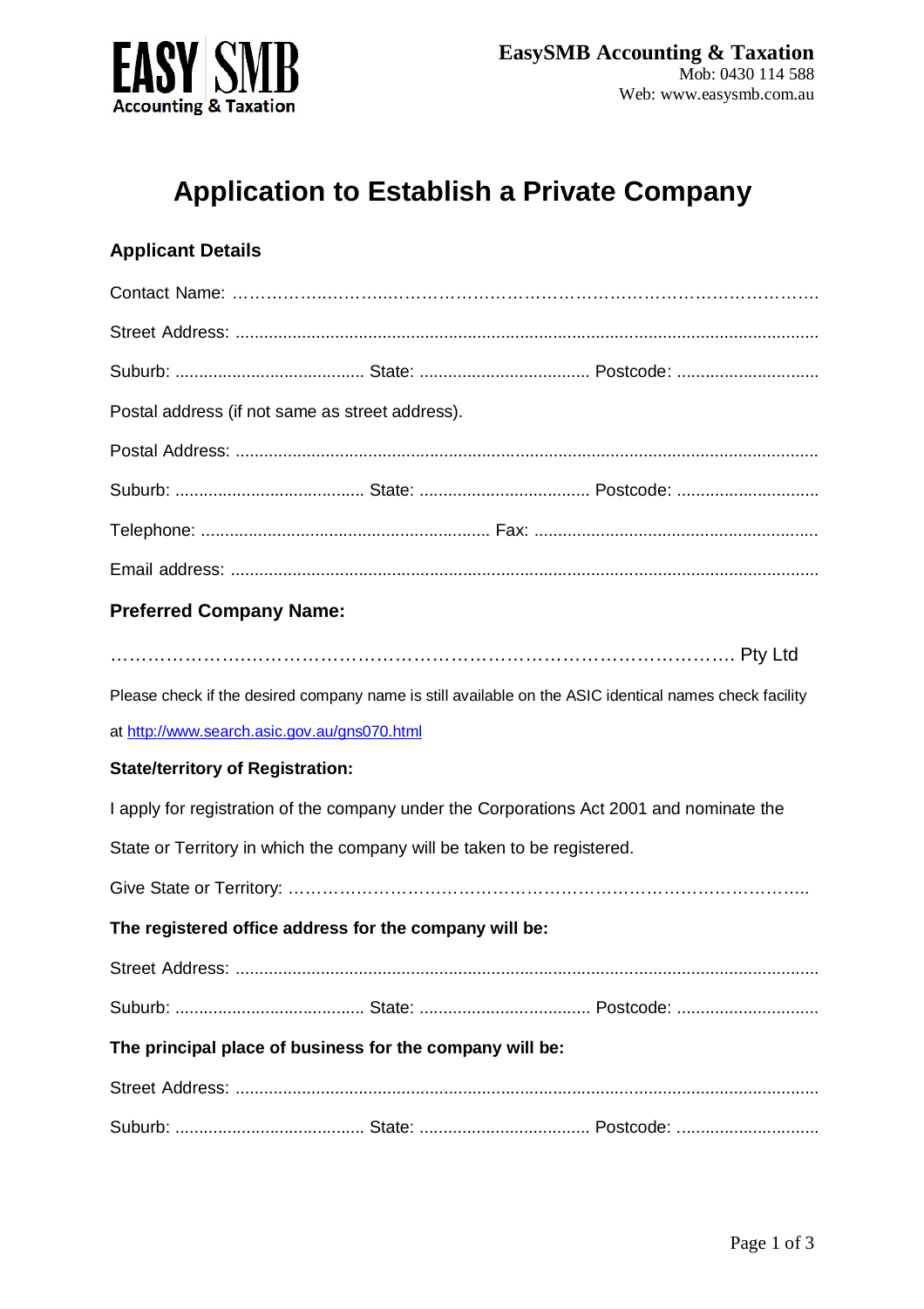EASY SMB
Accounting & Taxation

**EasySMB Accounting & Taxation**
Mob: 0430 114 588
Web: www.easysmb.com.au

# Application to Establish a Private Company

## Applicant Details

Contact Name: ………………………………………………………………………………………

Street Address: ..........................................................................................................................

Suburb: ........................................ State: .................................... Postcode: ..............................

Postal address (if not same as street address).

Postal Address: ..........................................................................................................................

Suburb: ........................................ State: .................................... Postcode: ..............................

Telephone: ............................................................ Fax: ............................................................

Email address: ..........................................................................................................................

## Preferred Company Name:

……………………………………………………………………………………………… Pty Ltd

Please check if the desired company name is still available on the ASIC identical names check facility at http://www.search.asic.gov.au/gns070.html

**State/territory of Registration:**

I apply for registration of the company under the Corporations Act 2001 and nominate the State or Territory in which the company will be taken to be registered.

Give State or Territory: ……………………………………………………………………………..

**The registered office address for the company will be:**

Street Address: ..........................................................................................................................

Suburb: ........................................ State: .................................... Postcode: ..............................

**The principal place of business for the company will be:**

Street Address: ..........................................................................................................................

Suburb: ........................................ State: .................................... Postcode: ..............................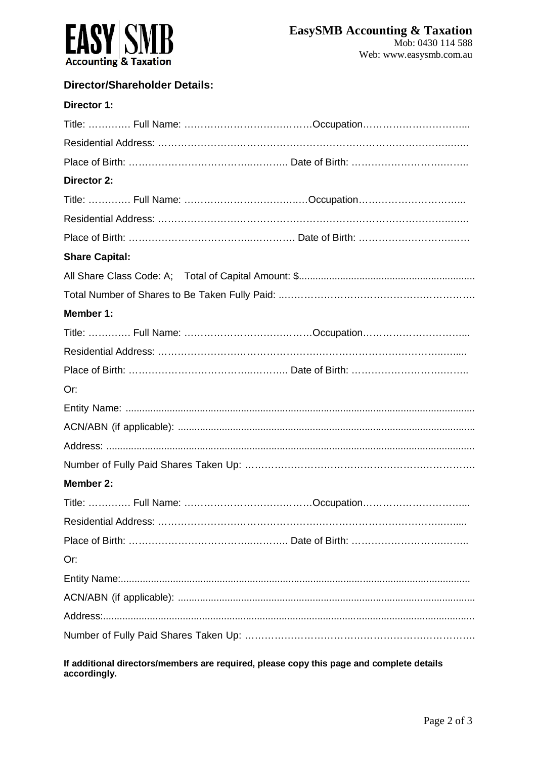**EASY SMB**
**Accounting & Taxation**

**EasySMB Accounting & Taxation**
Mob: 0430 114 588
Web: www.easysmb.com.au

## Director/Shareholder Details:

### Director 1:

Title: …………. Full Name: …………………………………Occupation…………………………...

Residential Address: ……………………………………………………………………………..…..

Place of Birth: …………………….………..……….. Date of Birth: ………………………….…….

### Director 2:

Title: …………. Full Name: ……………………………….…Occupation…………………………...

Residential Address: ……………………………………………………………………………..…..

Place of Birth: …………………….………..…………. Date of Birth: ………………………….….

### Share Capital:

All Share Class Code: A;    Total of Capital Amount: $................................................................

Total Number of Shares to Be Taken Fully Paid: ..……………………………………………………..

### Member 1:

Title: …………. Full Name: …………………………………Occupation…………………………...

Residential Address: ……………………………………………………………………………..…....

Place of Birth: …………………….………..……….. Date of Birth: ………………………….……..

Or:

Entity Name: ..............................................................................................................................

ACN/ABN (if applicable): ...........................................................................................................

Address: ....................................................................................................................................

Number of Fully Paid Shares Taken Up: ……………………………………………………………..

### Member 2:

Title: …………. Full Name: …………………………………Occupation…………………………...

Residential Address: ……………………………………………………………………………..…....

Place of Birth: …………………….………..……….. Date of Birth: ………………………….……..

Or:

Entity Name:..............................................................................................................................

ACN/ABN (if applicable): ...........................................................................................................

Address:.....................................................................................................................................

Number of Fully Paid Shares Taken Up: ……………………………………………………………..

**If additional directors/members are required, please copy this page and complete details accordingly.**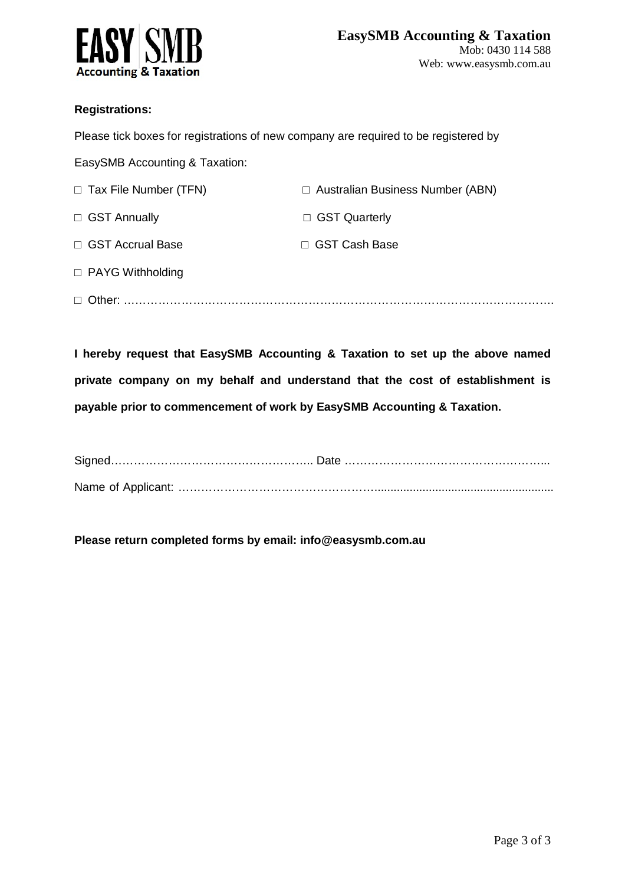**Registrations:**

Please tick boxes for registrations of new company are required to be registered by

EasySMB Accounting & Taxation:

□ Tax File Number (TFN) □ Australian Business Number (ABN)

□ GST Annually □ GST Quarterly

□ GST Accrual Base □ GST Cash Base

□ PAYG Withholding

□ Other: ……………………………………………………………………………………………….

**I hereby request that EasySMB Accounting & Taxation to set up the above named private company on my behalf and understand that the cost of establishment is payable prior to commencement of work by EasySMB Accounting & Taxation.**

Signed……………………………………………... Date ……………………………………………...

Name of Applicant: ……………………………………………........................................................

**Please return completed forms by email: info@easysmb.com.au**